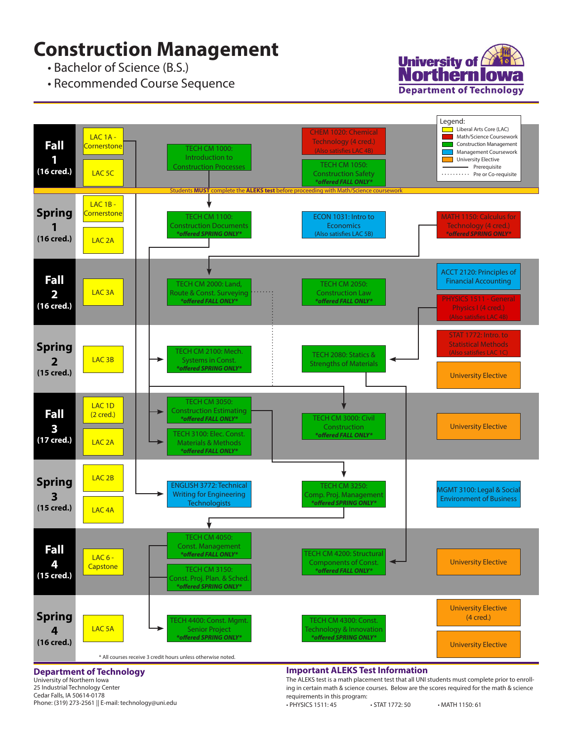# Construction Management

- Bachelor of Science (B.S.)
- Recommended Course Sequence

University of Northern Iowa
Department of Technology

**Legend:**
- Liberal Arts Core (LAC) (yellow)
- Math/Science Coursework (red)
- Construction Management (green)
- Management Coursework (blue)
- University Elective (orange)
- Prerequisite (solid line)
- Pre or Co-requisite (dotted line)

| Semester | LAC | Course | Course | Course |
|---|---|---|---|---|
| **Fall 1** (16 cred.) | LAC 1A - Cornerstone; LAC 5C | TECH CM 1000: Introduction to Construction Processes | CHEM 1020: Chemical Technology (4 cred.) (Also satisfies LAC 4B); TECH CM 1050: Construction Safety *offered FALL ONLY* | |
| | Students **MUST** complete the **ALEKS test** before proceeding with Math/Science coursework | | | |
| **Spring 1** (16 cred.) | LAC 1B - Cornerstone; LAC 2A | TECH CM 1100: Construction Documents *offered SPRING ONLY* | ECON 1031: Intro to Economics (Also satisfies LAC 5B) | MATH 1150: Calculus for Technology (4 cred.) *offered SPRING ONLY* |
| **Fall 2** (16 cred.) | LAC 3A | TECH CM 2000: Land, Route & Const. Surveying *offered FALL ONLY* | TECH CM 2050: Construction Law *offered FALL ONLY* | ACCT 2120: Principles of Financial Accounting; PHYSICS 1511 - General Physics I (4 cred.) (Also satisfies LAC 4B) |
| **Spring 2** (15 cred.) | LAC 3B | TECH CM 2100: Mech. Systems in Const. *offered SPRING ONLY* | TECH 2080: Statics & Strengths of Materials | STAT 1772: Intro. to Statistical Methods (Also satisfies LAC 1C); University Elective |
| **Fall 3** (17 cred.) | LAC 1D (2 cred.); LAC 2A | TECH CM 3050: Construction Estimating *offered FALL ONLY*; TECH 3100: Elec. Const. Materials & Methods *offered FALL ONLY* | TECH CM 3000: Civil Construction *offered FALL ONLY* | University Elective |
| **Spring 3** (15 cred.) | LAC 2B; LAC 4A | ENGLISH 3772: Technical Writing for Engineering Technologists | TECH CM 3250: Comp. Proj. Management *offered SPRING ONLY* | MGMT 3100: Legal & Social Environment of Business |
| **Fall 4** (15 cred.) | LAC 6 - Capstone | TECH CM 4050: Const. Management *offered FALL ONLY*; TECH CM 3150: Const. Proj. Plan. & Sched. *offered SPRING ONLY* | TECH CM 4200: Structural Components of Const. *offered FALL ONLY* | University Elective |
| **Spring 4** (16 cred.) | LAC 5A | TECH 4400: Const. Mgmt. Senior Project *offered SPRING ONLY* | TECH CM 4300: Const. Technology & Innovation *offered SPRING ONLY* | University Elective (4 cred.); University Elective |

\* All courses receive 3 credit hours unless otherwise noted.

## Department of Technology

University of Northern Iowa
25 Industrial Technology Center
Cedar Falls, IA 50614-0178
Phone: (319) 273-2561 || E-mail: technology@uni.edu

## Important ALEKS Test Information

The ALEKS test is a math placement test that all UNI students must complete prior to enrolling in certain math & science courses. Below are the scores required for the math & science requirements in this program:

- PHYSICS 1511: 45
- STAT 1772: 50
- MATH 1150: 61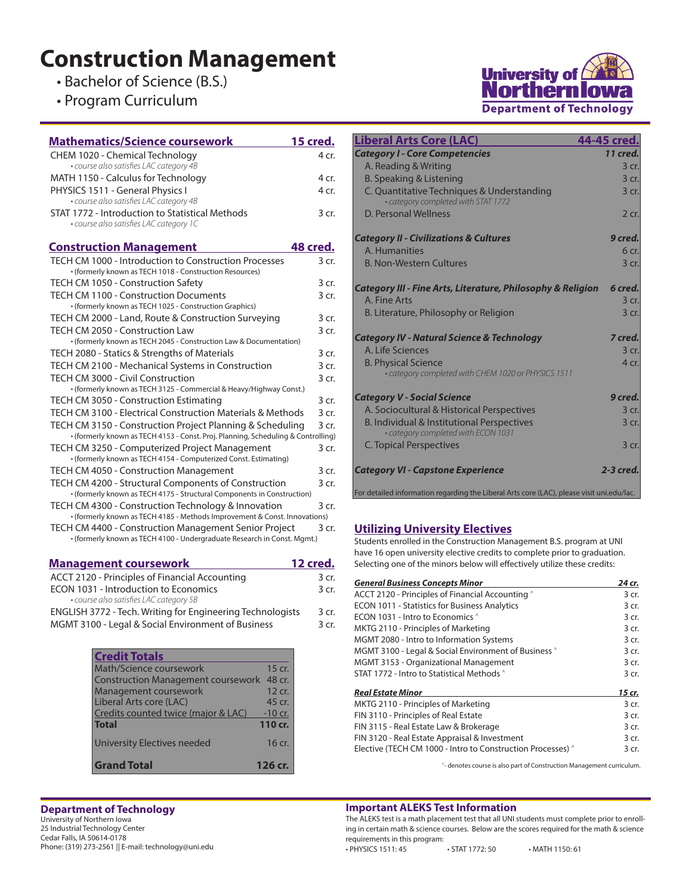# Construction Management

- Bachelor of Science (B.S.)
- Program Curriculum

University of Northern Iowa
Department of Technology

## Mathematics/Science coursework — 15 cred.

| Course | Credits |
|---|---|
| CHEM 1020 - Chemical Technology<br>• *course also satisfies LAC category 4B* | 4 cr. |
| MATH 1150 - Calculus for Technology | 4 cr. |
| PHYSICS 1511 - General Physics I<br>• *course also satisfies LAC category 4B* | 4 cr. |
| STAT 1772 - Introduction to Statistical Methods<br>• *course also satisfies LAC category 1C* | 3 cr. |

## Construction Management — 48 cred.

| Course | Credits |
|---|---|
| TECH CM 1000 - Introduction to Construction Processes<br>• (formerly known as TECH 1018 - Construction Resources) | 3 cr. |
| TECH CM 1050 - Construction Safety | 3 cr. |
| TECH CM 1100 - Construction Documents<br>• (formerly known as TECH 1025 - Construction Graphics) | 3 cr. |
| TECH CM 2000 - Land, Route & Construction Surveying | 3 cr. |
| TECH CM 2050 - Construction Law<br>• (formerly known as TECH 2045 - Construction Law & Documentation) | 3 cr. |
| TECH 2080 - Statics & Strengths of Materials | 3 cr. |
| TECH CM 2100 - Mechanical Systems in Construction | 3 cr. |
| TECH CM 3000 - Civil Construction<br>• (formerly known as TECH 3125 - Commercial & Heavy/Highway Const.) | 3 cr. |
| TECH CM 3050 - Construction Estimating | 3 cr. |
| TECH CM 3100 - Electrical Construction Materials & Methods | 3 cr. |
| TECH CM 3150 - Construction Project Planning & Scheduling<br>• (formerly known as TECH 4153 - Const. Proj. Planning, Scheduling & Controlling) | 3 cr. |
| TECH CM 3250 - Computerized Project Management<br>• (formerly known as TECH 4154 - Computerized Const. Estimating) | 3 cr. |
| TECH CM 4050 - Construction Management | 3 cr. |
| TECH CM 4200 - Structural Components of Construction<br>• (formerly known as TECH 4175 - Structural Components in Construction) | 3 cr. |
| TECH CM 4300 - Construction Technology & Innovation<br>• (formerly known as TECH 4185 - Methods Improvement & Const. Innovations) | 3 cr. |
| TECH CM 4400 - Construction Management Senior Project<br>• (formerly known as TECH 4100 - Undergraduate Research in Const. Mgmt.) | 3 cr. |

## Management coursework — 12 cred.

| Course | Credits |
|---|---|
| ACCT 2120 - Principles of Financial Accounting | 3 cr. |
| ECON 1031 - Introduction to Economics<br>• *course also satisfies LAC category 5B* | 3 cr. |
| ENGLISH 3772 - Tech. Writing for Engineering Technologists | 3 cr. |
| MGMT 3100 - Legal & Social Environment of Business | 3 cr. |

## Credit Totals

| | |
|---|---|
| Math/Science coursework | 15 cr. |
| Construction Management coursework | 48 cr. |
| Management coursework | 12 cr. |
| Liberal Arts core (LAC) | 45 cr. |
| Credits counted twice (major & LAC) | -10 cr. |
| **Total** | **110 cr.** |
| University Electives needed | 16 cr. |
| **Grand Total** | **126 cr.** |

## Liberal Arts Core (LAC) — 44-45 cred.

| Category | Credits |
|---|---|
| ***Category I - Core Competencies*** | ***11 cred.*** |
| A. Reading & Writing | 3 cr. |
| B. Speaking & Listening | 3 cr. |
| C. Quantitative Techniques & Understanding<br>• *category completed with STAT 1772* | 3 cr. |
| D. Personal Wellness | 2 cr. |
| ***Category II - Civilizations & Cultures*** | ***9 cred.*** |
| A. Humanities | 6 cr. |
| B. Non-Western Cultures | 3 cr. |
| ***Category III - Fine Arts, Literature, Philosophy & Religion*** | ***6 cred.*** |
| A. Fine Arts | 3 cr. |
| B. Literature, Philosophy or Religion | 3 cr. |
| ***Category IV - Natural Science & Technology*** | ***7 cred.*** |
| A. Life Sciences | 3 cr. |
| B. Physical Science<br>• *category completed with CHEM 1020 or PHYSICS 1511* | 4 cr. |
| ***Category V - Social Science*** | ***9 cred.*** |
| A. Sociocultural & Historical Perspectives | 3 cr. |
| B. Individual & Institutional Perspectives<br>• *category completed with ECON 1031* | 3 cr. |
| C. Topical Perspectives | 3 cr. |
| ***Category VI - Capstone Experience*** | ***2-3 cred.*** |

For detailed information regarding the Liberal Arts core (LAC), please visit uni.edu/lac.

## Utilizing University Electives

Students enrolled in the Construction Management B.S. program at UNI have 16 open university elective credits to complete prior to graduation. Selecting one of the minors below will effectively utilize these credits:

| ***General Business Concepts Minor*** | ***24 cr.*** |
|---|---|
| ACCT 2120 - Principles of Financial Accounting ^ | 3 cr. |
| ECON 1011 - Statistics for Business Analytics | 3 cr. |
| ECON 1031 - Intro to Economics ^ | 3 cr. |
| MKTG 2110 - Principles of Marketing | 3 cr. |
| MGMT 2080 - Intro to Information Systems | 3 cr. |
| MGMT 3100 - Legal & Social Environment of Business ^ | 3 cr. |
| MGMT 3153 - Organizational Management | 3 cr. |
| STAT 1772 - Intro to Statistical Methods ^ | 3 cr. |

| ***Real Estate Minor*** | ***15 cr.*** |
|---|---|
| MKTG 2110 - Principles of Marketing | 3 cr. |
| FIN 3110 - Principles of Real Estate | 3 cr. |
| FIN 3115 - Real Estate Law & Brokerage | 3 cr. |
| FIN 3120 - Real Estate Appraisal & Investment | 3 cr. |
| Elective (TECH CM 1000 - Intro to Construction Processes) ^ | 3 cr. |

^ - denotes course is also part of Construction Management curriculum.

### Department of Technology

University of Northern Iowa
25 Industrial Technology Center
Cedar Falls, IA 50614-0178
Phone: (319) 273-2561 || E-mail: technology@uni.edu

### Important ALEKS Test Information

The ALEKS test is a math placement test that all UNI students must complete prior to enrolling in certain math & science courses. Below are the scores required for the math & science requirements in this program:

- PHYSICS 1511: 45
- STAT 1772: 50
- MATH 1150: 61